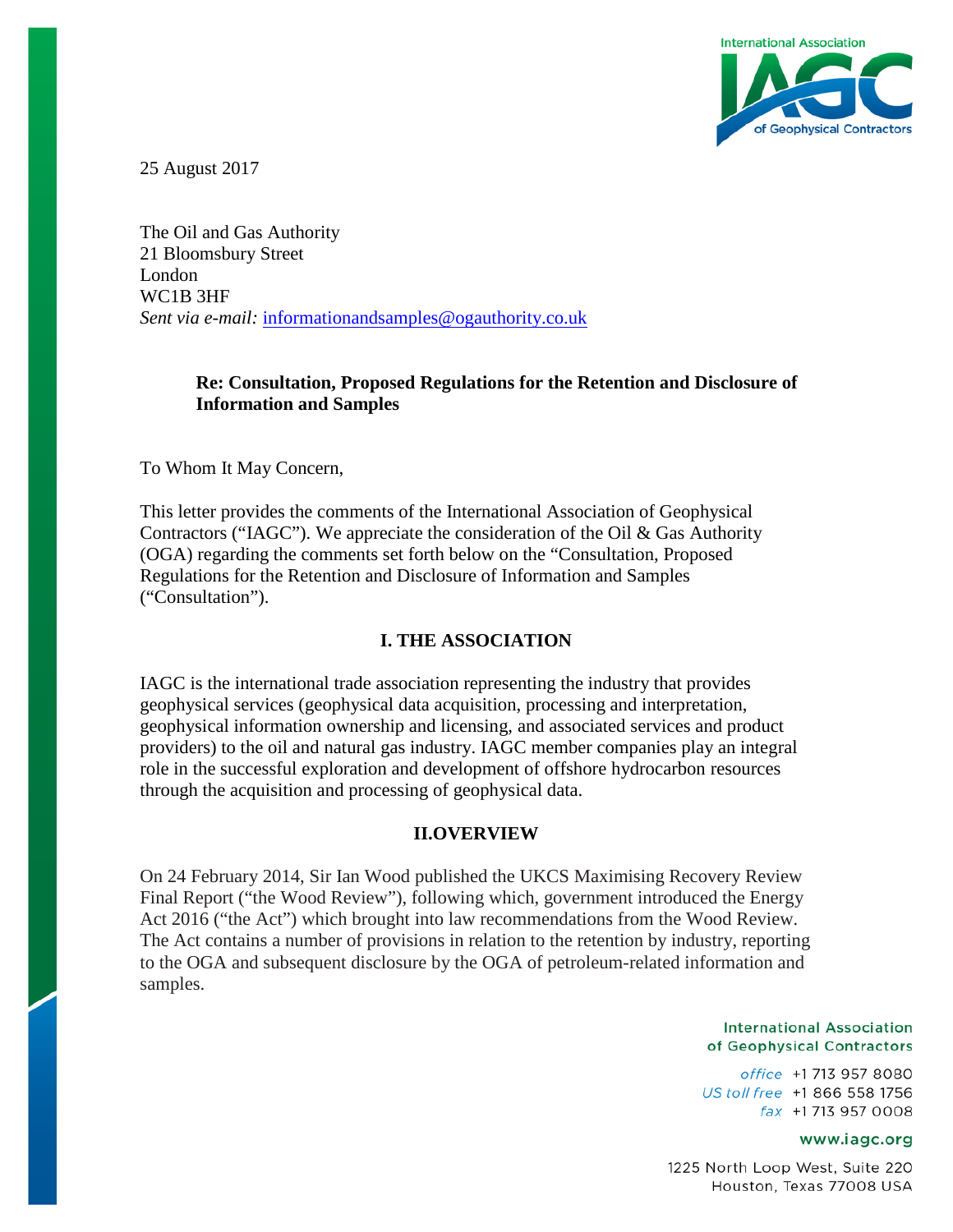25 August 2017

The Oil and Gas Authority
21 Bloomsbury Street
London
WC1B 3HF
*Sent via e-mail:* informationandsamples@ogauthority.co.uk

**Re: Consultation, Proposed Regulations for the Retention and Disclosure of Information and Samples**

To Whom It May Concern,

This letter provides the comments of the International Association of Geophysical Contractors ("IAGC"). We appreciate the consideration of the Oil & Gas Authority (OGA) regarding the comments set forth below on the "Consultation, Proposed Regulations for the Retention and Disclosure of Information and Samples ("Consultation").

## I. THE ASSOCIATION

IAGC is the international trade association representing the industry that provides geophysical services (geophysical data acquisition, processing and interpretation, geophysical information ownership and licensing, and associated services and product providers) to the oil and natural gas industry. IAGC member companies play an integral role in the successful exploration and development of offshore hydrocarbon resources through the acquisition and processing of geophysical data.

## II.OVERVIEW

On 24 February 2014, Sir Ian Wood published the UKCS Maximising Recovery Review Final Report ("the Wood Review"), following which, government introduced the Energy Act 2016 ("the Act") which brought into law recommendations from the Wood Review. The Act contains a number of provisions in relation to the retention by industry, reporting to the OGA and subsequent disclosure by the OGA of petroleum-related information and samples.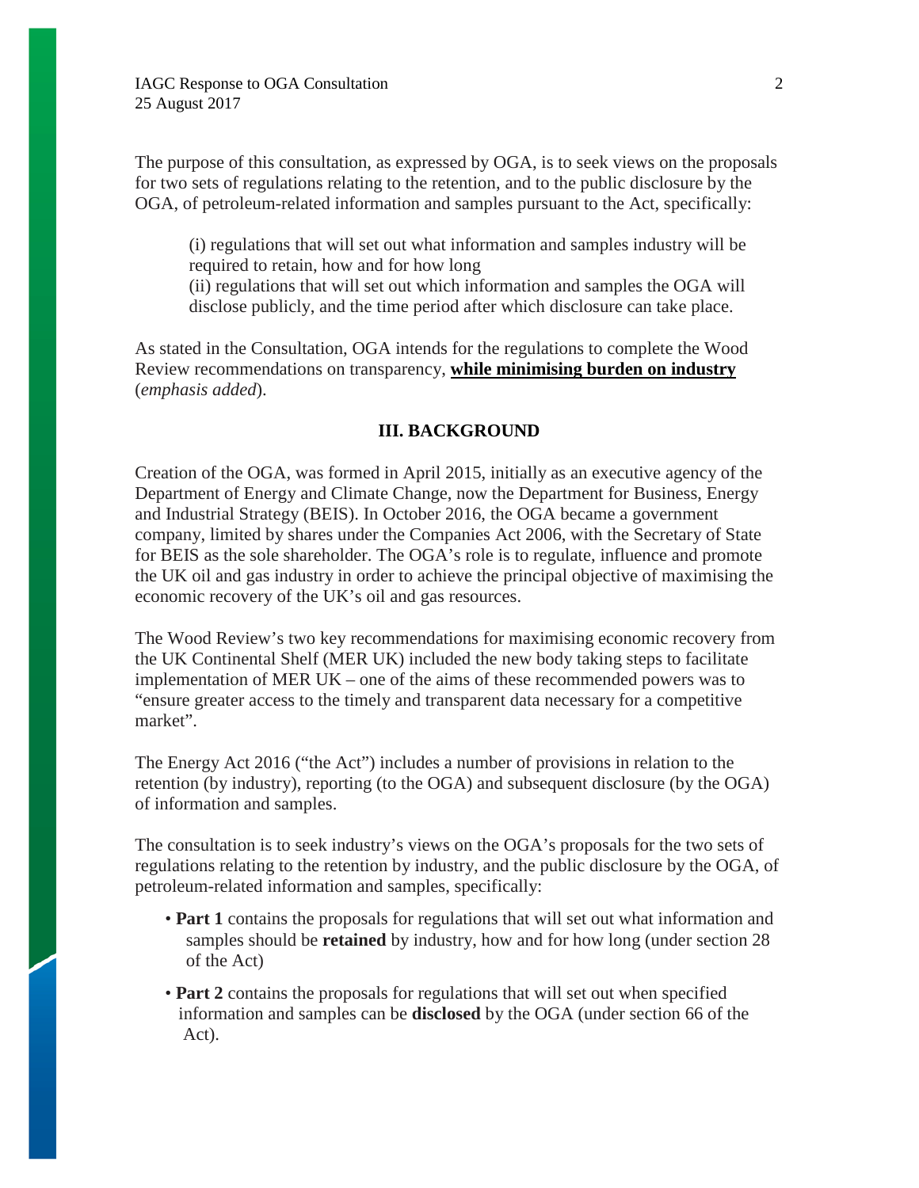The purpose of this consultation, as expressed by OGA, is to seek views on the proposals for two sets of regulations relating to the retention, and to the public disclosure by the OGA, of petroleum-related information and samples pursuant to the Act, specifically:

> (i) regulations that will set out what information and samples industry will be required to retain, how and for how long
> (ii) regulations that will set out which information and samples the OGA will disclose publicly, and the time period after which disclosure can take place.

As stated in the Consultation, OGA intends for the regulations to complete the Wood Review recommendations on transparency, <u>**while minimising burden on industry**</u> (*emphasis added*).

## III. BACKGROUND

Creation of the OGA, was formed in April 2015, initially as an executive agency of the Department of Energy and Climate Change, now the Department for Business, Energy and Industrial Strategy (BEIS). In October 2016, the OGA became a government company, limited by shares under the Companies Act 2006, with the Secretary of State for BEIS as the sole shareholder. The OGA's role is to regulate, influence and promote the UK oil and gas industry in order to achieve the principal objective of maximising the economic recovery of the UK's oil and gas resources.

The Wood Review's two key recommendations for maximising economic recovery from the UK Continental Shelf (MER UK) included the new body taking steps to facilitate implementation of MER UK – one of the aims of these recommended powers was to "ensure greater access to the timely and transparent data necessary for a competitive market".

The Energy Act 2016 ("the Act") includes a number of provisions in relation to the retention (by industry), reporting (to the OGA) and subsequent disclosure (by the OGA) of information and samples.

The consultation is to seek industry's views on the OGA's proposals for the two sets of regulations relating to the retention by industry, and the public disclosure by the OGA, of petroleum-related information and samples, specifically:

- **Part 1** contains the proposals for regulations that will set out what information and samples should be **retained** by industry, how and for how long (under section 28 of the Act)
- **Part 2** contains the proposals for regulations that will set out when specified information and samples can be **disclosed** by the OGA (under section 66 of the Act).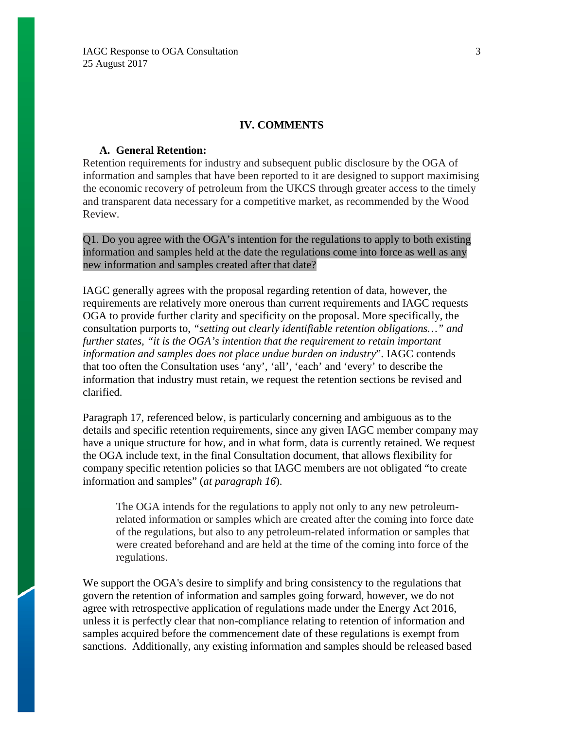## IV. COMMENTS

### A. General Retention:

Retention requirements for industry and subsequent public disclosure by the OGA of information and samples that have been reported to it are designed to support maximising the economic recovery of petroleum from the UKCS through greater access to the timely and transparent data necessary for a competitive market, as recommended by the Wood Review.

Q1. Do you agree with the OGA's intention for the regulations to apply to both existing information and samples held at the date the regulations come into force as well as any new information and samples created after that date?

IAGC generally agrees with the proposal regarding retention of data, however, the requirements are relatively more onerous than current requirements and IAGC requests OGA to provide further clarity and specificity on the proposal. More specifically, the consultation purports to, *"setting out clearly identifiable retention obligations…" and further states, "it is the OGA's intention that the requirement to retain important information and samples does not place undue burden on industry*". IAGC contends that too often the Consultation uses 'any', 'all', 'each' and 'every' to describe the information that industry must retain, we request the retention sections be revised and clarified.

Paragraph 17, referenced below, is particularly concerning and ambiguous as to the details and specific retention requirements, since any given IAGC member company may have a unique structure for how, and in what form, data is currently retained. We request the OGA include text, in the final Consultation document, that allows flexibility for company specific retention policies so that IAGC members are not obligated "to create information and samples" (*at paragraph 16*).

> The OGA intends for the regulations to apply not only to any new petroleum-related information or samples which are created after the coming into force date of the regulations, but also to any petroleum-related information or samples that were created beforehand and are held at the time of the coming into force of the regulations.

We support the OGA's desire to simplify and bring consistency to the regulations that govern the retention of information and samples going forward, however, we do not agree with retrospective application of regulations made under the Energy Act 2016, unless it is perfectly clear that non-compliance relating to retention of information and samples acquired before the commencement date of these regulations is exempt from sanctions. Additionally, any existing information and samples should be released based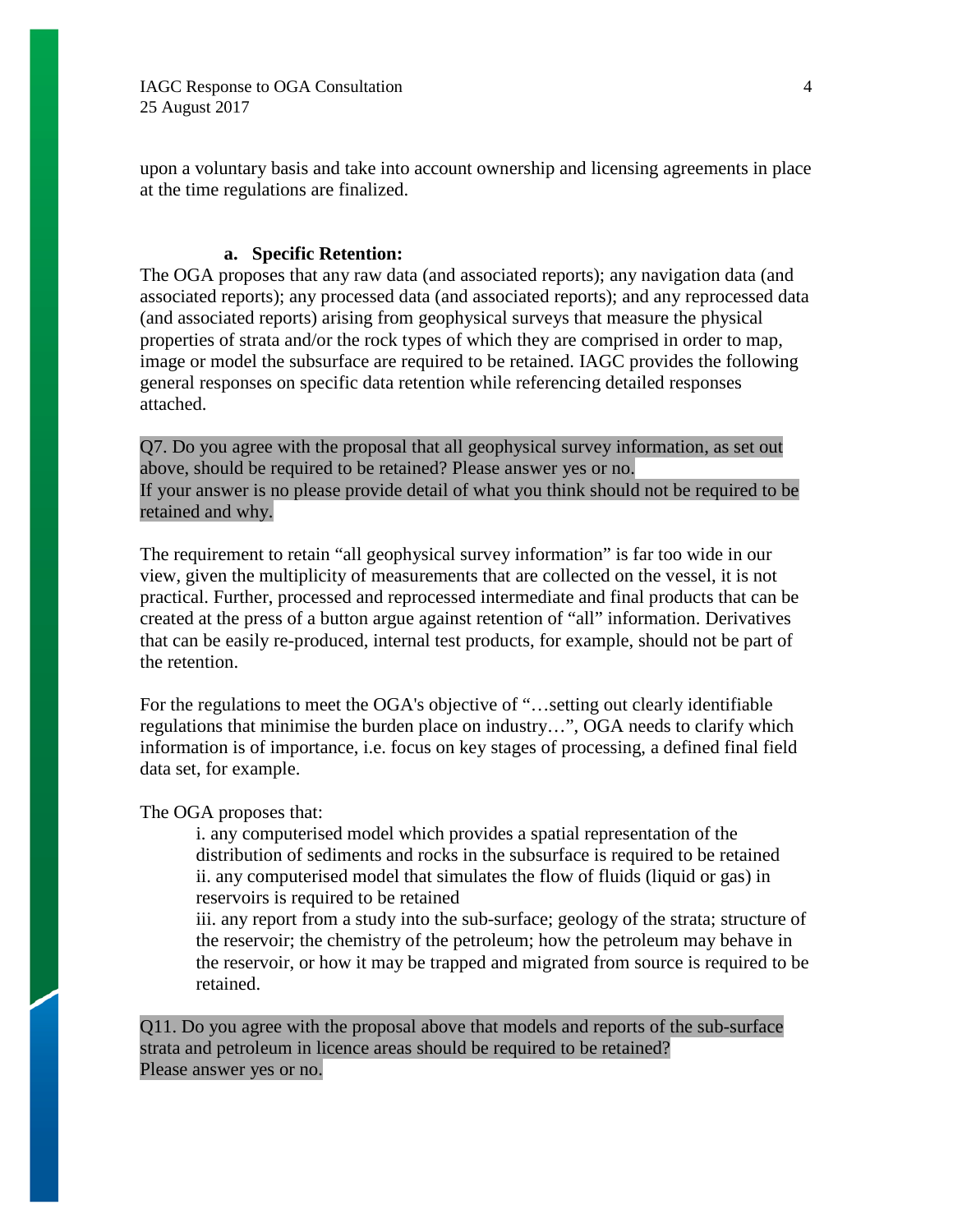upon a voluntary basis and take into account ownership and licensing agreements in place at the time regulations are finalized.

**a. Specific Retention:**

The OGA proposes that any raw data (and associated reports); any navigation data (and associated reports); any processed data (and associated reports); and any reprocessed data (and associated reports) arising from geophysical surveys that measure the physical properties of strata and/or the rock types of which they are comprised in order to map, image or model the subsurface are required to be retained. IAGC provides the following general responses on specific data retention while referencing detailed responses attached.

Q7. Do you agree with the proposal that all geophysical survey information, as set out above, should be required to be retained? Please answer yes or no.
If your answer is no please provide detail of what you think should not be required to be retained and why.

The requirement to retain "all geophysical survey information" is far too wide in our view, given the multiplicity of measurements that are collected on the vessel, it is not practical. Further, processed and reprocessed intermediate and final products that can be created at the press of a button argue against retention of "all" information. Derivatives that can be easily re-produced, internal test products, for example, should not be part of the retention.

For the regulations to meet the OGA's objective of "…setting out clearly identifiable regulations that minimise the burden place on industry…", OGA needs to clarify which information is of importance, i.e. focus on key stages of processing, a defined final field data set, for example.

The OGA proposes that:

i. any computerised model which provides a spatial representation of the distribution of sediments and rocks in the subsurface is required to be retained
ii. any computerised model that simulates the flow of fluids (liquid or gas) in reservoirs is required to be retained
iii. any report from a study into the sub-surface; geology of the strata; structure of the reservoir; the chemistry of the petroleum; how the petroleum may behave in the reservoir, or how it may be trapped and migrated from source is required to be retained.

Q11. Do you agree with the proposal above that models and reports of the sub-surface strata and petroleum in licence areas should be required to be retained?
Please answer yes or no.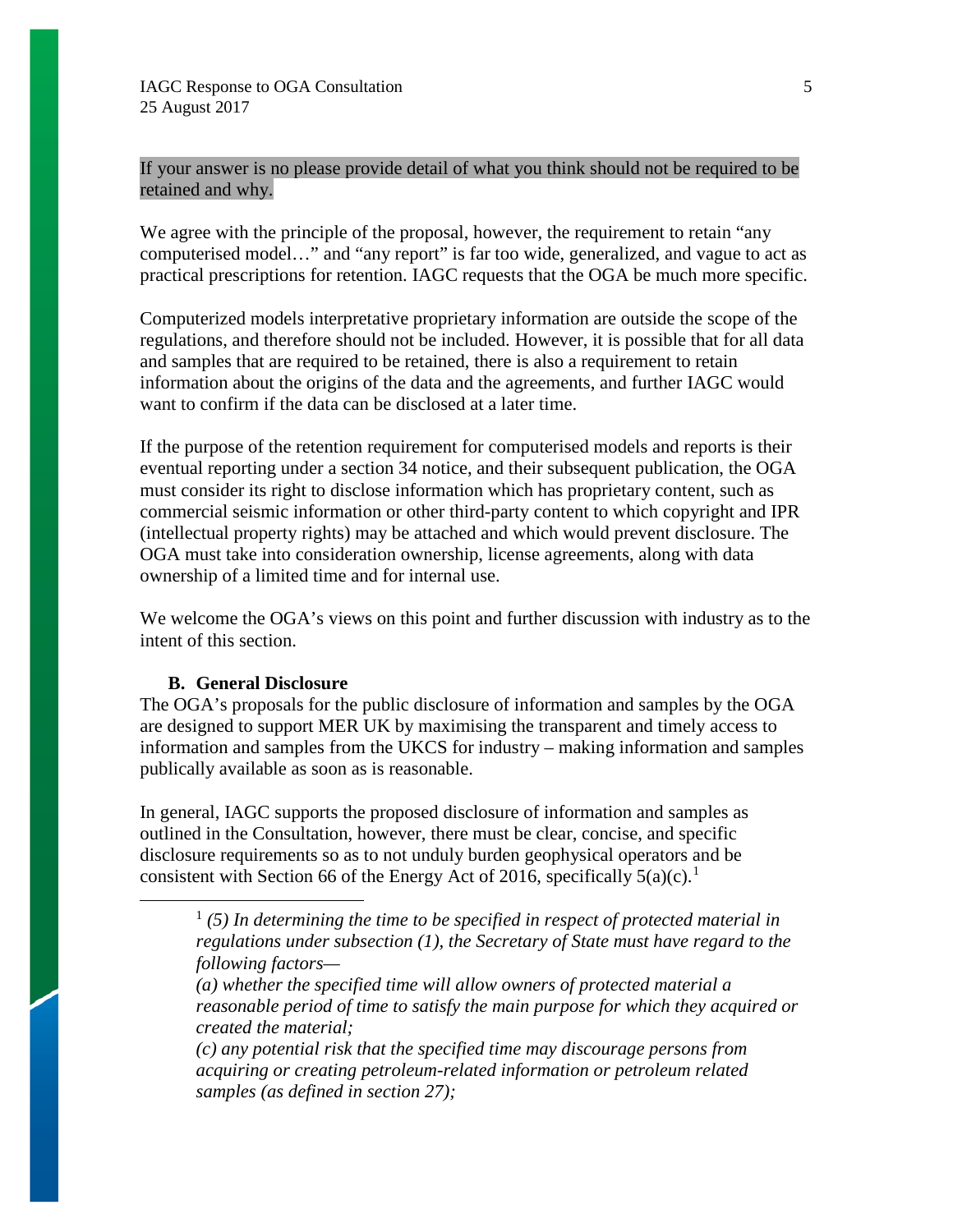If your answer is no please provide detail of what you think should not be required to be retained and why.

We agree with the principle of the proposal, however, the requirement to retain "any computerised model…" and "any report" is far too wide, generalized, and vague to act as practical prescriptions for retention. IAGC requests that the OGA be much more specific.

Computerized models interpretative proprietary information are outside the scope of the regulations, and therefore should not be included. However, it is possible that for all data and samples that are required to be retained, there is also a requirement to retain information about the origins of the data and the agreements, and further IAGC would want to confirm if the data can be disclosed at a later time.

If the purpose of the retention requirement for computerised models and reports is their eventual reporting under a section 34 notice, and their subsequent publication, the OGA must consider its right to disclose information which has proprietary content, such as commercial seismic information or other third-party content to which copyright and IPR (intellectual property rights) may be attached and which would prevent disclosure. The OGA must take into consideration ownership, license agreements, along with data ownership of a limited time and for internal use.

We welcome the OGA's views on this point and further discussion with industry as to the intent of this section.

### B. General Disclosure

The OGA's proposals for the public disclosure of information and samples by the OGA are designed to support MER UK by maximising the transparent and timely access to information and samples from the UKCS for industry – making information and samples publically available as soon as is reasonable.

In general, IAGC supports the proposed disclosure of information and samples as outlined in the Consultation, however, there must be clear, concise, and specific disclosure requirements so as to not unduly burden geophysical operators and be consistent with Section 66 of the Energy Act of 2016, specifically 5(a)(c).[1]

---

[1] *(5) In determining the time to be specified in respect of protected material in regulations under subsection (1), the Secretary of State must have regard to the following factors—*

*(a) whether the specified time will allow owners of protected material a reasonable period of time to satisfy the main purpose for which they acquired or created the material;*

*(c) any potential risk that the specified time may discourage persons from acquiring or creating petroleum-related information or petroleum related samples (as defined in section 27);*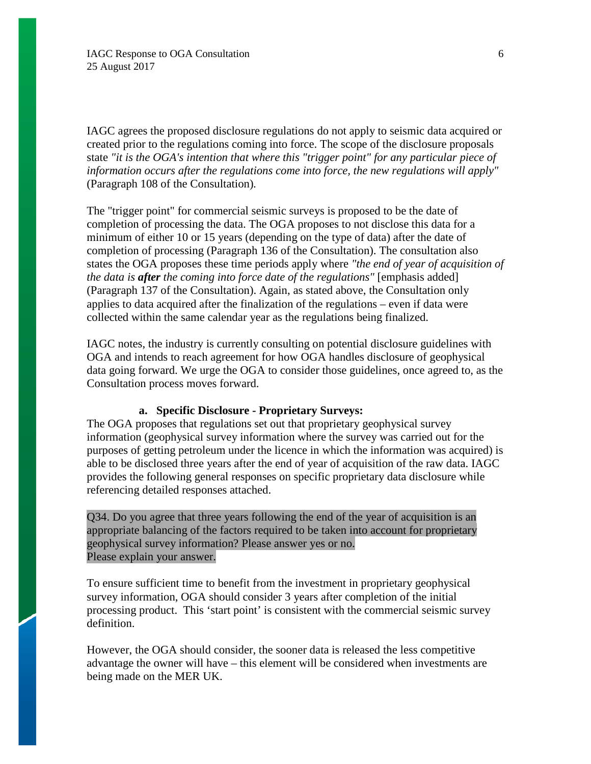IAGC agrees the proposed disclosure regulations do not apply to seismic data acquired or created prior to the regulations coming into force. The scope of the disclosure proposals state *"it is the OGA's intention that where this "trigger point" for any particular piece of information occurs after the regulations come into force, the new regulations will apply"* (Paragraph 108 of the Consultation).

The "trigger point" for commercial seismic surveys is proposed to be the date of completion of processing the data. The OGA proposes to not disclose this data for a minimum of either 10 or 15 years (depending on the type of data) after the date of completion of processing (Paragraph 136 of the Consultation). The consultation also states the OGA proposes these time periods apply where *"the end of year of acquisition of the data is* ***after*** *the coming into force date of the regulations"* [emphasis added] (Paragraph 137 of the Consultation). Again, as stated above, the Consultation only applies to data acquired after the finalization of the regulations – even if data were collected within the same calendar year as the regulations being finalized.

IAGC notes, the industry is currently consulting on potential disclosure guidelines with OGA and intends to reach agreement for how OGA handles disclosure of geophysical data going forward. We urge the OGA to consider those guidelines, once agreed to, as the Consultation process moves forward.

**a. Specific Disclosure - Proprietary Surveys:**

The OGA proposes that regulations set out that proprietary geophysical survey information (geophysical survey information where the survey was carried out for the purposes of getting petroleum under the licence in which the information was acquired) is able to be disclosed three years after the end of year of acquisition of the raw data. IAGC provides the following general responses on specific proprietary data disclosure while referencing detailed responses attached.

Q34. Do you agree that three years following the end of the year of acquisition is an appropriate balancing of the factors required to be taken into account for proprietary geophysical survey information? Please answer yes or no.
Please explain your answer.

To ensure sufficient time to benefit from the investment in proprietary geophysical survey information, OGA should consider 3 years after completion of the initial processing product. This 'start point' is consistent with the commercial seismic survey definition.

However, the OGA should consider, the sooner data is released the less competitive advantage the owner will have – this element will be considered when investments are being made on the MER UK.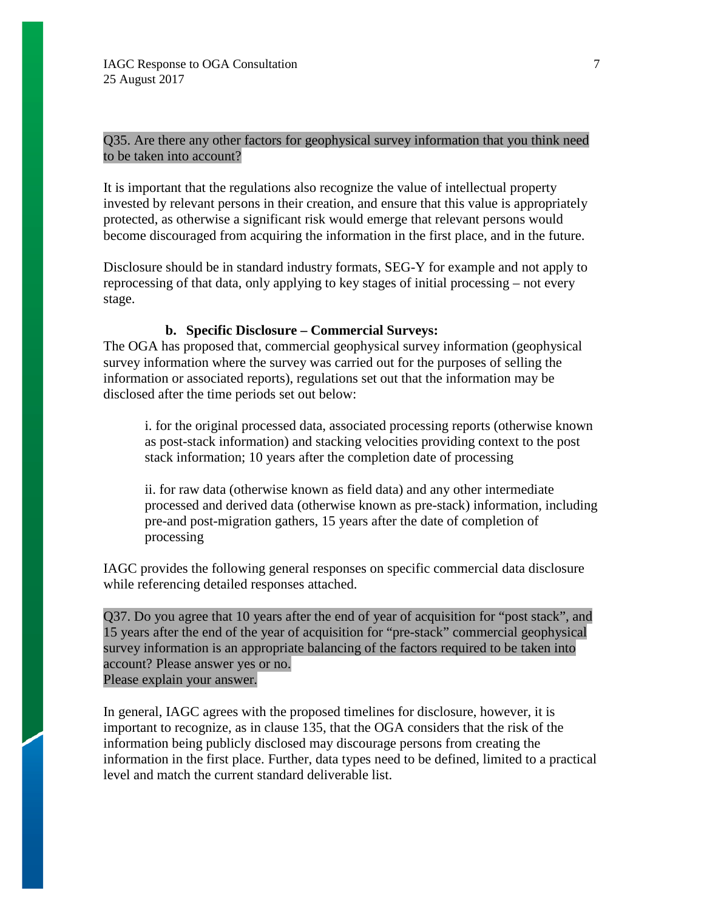Q35. Are there any other factors for geophysical survey information that you think need to be taken into account?

It is important that the regulations also recognize the value of intellectual property invested by relevant persons in their creation, and ensure that this value is appropriately protected, as otherwise a significant risk would emerge that relevant persons would become discouraged from acquiring the information in the first place, and in the future.

Disclosure should be in standard industry formats, SEG-Y for example and not apply to reprocessing of that data, only applying to key stages of initial processing – not every stage.

**b. Specific Disclosure – Commercial Surveys:**

The OGA has proposed that, commercial geophysical survey information (geophysical survey information where the survey was carried out for the purposes of selling the information or associated reports), regulations set out that the information may be disclosed after the time periods set out below:

> i. for the original processed data, associated processing reports (otherwise known as post-stack information) and stacking velocities providing context to the post stack information; 10 years after the completion date of processing
>
> ii. for raw data (otherwise known as field data) and any other intermediate processed and derived data (otherwise known as pre-stack) information, including pre-and post-migration gathers, 15 years after the date of completion of processing

IAGC provides the following general responses on specific commercial data disclosure while referencing detailed responses attached.

Q37. Do you agree that 10 years after the end of year of acquisition for "post stack", and 15 years after the end of the year of acquisition for "pre-stack" commercial geophysical survey information is an appropriate balancing of the factors required to be taken into account? Please answer yes or no.
Please explain your answer.

In general, IAGC agrees with the proposed timelines for disclosure, however, it is important to recognize, as in clause 135, that the OGA considers that the risk of the information being publicly disclosed may discourage persons from creating the information in the first place. Further, data types need to be defined, limited to a practical level and match the current standard deliverable list.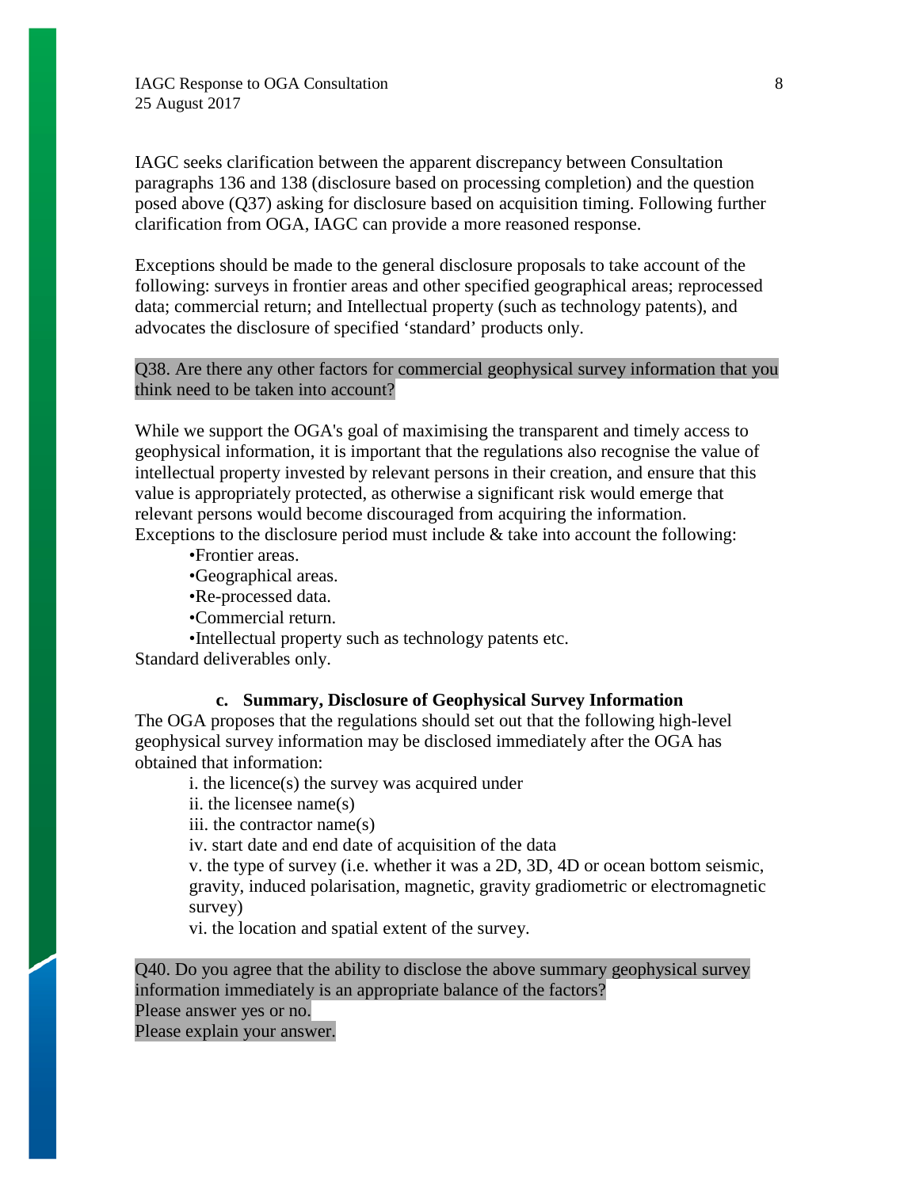IAGC seeks clarification between the apparent discrepancy between Consultation paragraphs 136 and 138 (disclosure based on processing completion) and the question posed above (Q37) asking for disclosure based on acquisition timing. Following further clarification from OGA, IAGC can provide a more reasoned response.

Exceptions should be made to the general disclosure proposals to take account of the following: surveys in frontier areas and other specified geographical areas; reprocessed data; commercial return; and Intellectual property (such as technology patents), and advocates the disclosure of specified 'standard' products only.

Q38. Are there any other factors for commercial geophysical survey information that you think need to be taken into account?

While we support the OGA's goal of maximising the transparent and timely access to geophysical information, it is important that the regulations also recognise the value of intellectual property invested by relevant persons in their creation, and ensure that this value is appropriately protected, as otherwise a significant risk would emerge that relevant persons would become discouraged from acquiring the information.
Exceptions to the disclosure period must include & take into account the following:

- Frontier areas.
- Geographical areas.
- Re-processed data.
- Commercial return.
- Intellectual property such as technology patents etc.

Standard deliverables only.

### c. Summary, Disclosure of Geophysical Survey Information

The OGA proposes that the regulations should set out that the following high-level geophysical survey information may be disclosed immediately after the OGA has obtained that information:

i. the licence(s) the survey was acquired under
ii. the licensee name(s)
iii. the contractor name(s)
iv. start date and end date of acquisition of the data
v. the type of survey (i.e. whether it was a 2D, 3D, 4D or ocean bottom seismic, gravity, induced polarisation, magnetic, gravity gradiometric or electromagnetic survey)
vi. the location and spatial extent of the survey.

Q40. Do you agree that the ability to disclose the above summary geophysical survey information immediately is an appropriate balance of the factors?
Please answer yes or no.
Please explain your answer.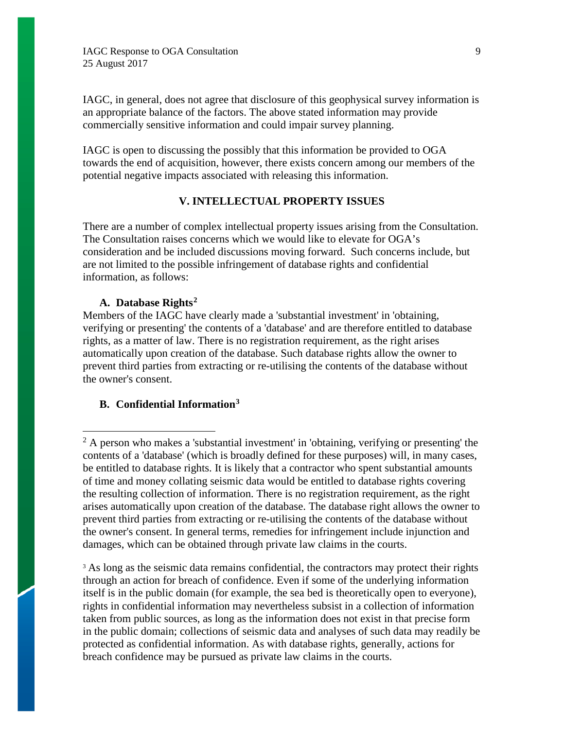IAGC, in general, does not agree that disclosure of this geophysical survey information is an appropriate balance of the factors. The above stated information may provide commercially sensitive information and could impair survey planning.

IAGC is open to discussing the possibly that this information be provided to OGA towards the end of acquisition, however, there exists concern among our members of the potential negative impacts associated with releasing this information.

## V. INTELLECTUAL PROPERTY ISSUES

There are a number of complex intellectual property issues arising from the Consultation. The Consultation raises concerns which we would like to elevate for OGA's consideration and be included discussions moving forward. Such concerns include, but are not limited to the possible infringement of database rights and confidential information, as follows:

### A. Database Rights[2]

Members of the IAGC have clearly made a 'substantial investment' in 'obtaining, verifying or presenting' the contents of a 'database' and are therefore entitled to database rights, as a matter of law. There is no registration requirement, as the right arises automatically upon creation of the database. Such database rights allow the owner to prevent third parties from extracting or re-utilising the contents of the database without the owner's consent.

### B. Confidential Information[3]

---

[2] A person who makes a 'substantial investment' in 'obtaining, verifying or presenting' the contents of a 'database' (which is broadly defined for these purposes) will, in many cases, be entitled to database rights. It is likely that a contractor who spent substantial amounts of time and money collating seismic data would be entitled to database rights covering the resulting collection of information. There is no registration requirement, as the right arises automatically upon creation of the database. The database right allows the owner to prevent third parties from extracting or re-utilising the contents of the database without the owner's consent. In general terms, remedies for infringement include injunction and damages, which can be obtained through private law claims in the courts.

[3] As long as the seismic data remains confidential, the contractors may protect their rights through an action for breach of confidence. Even if some of the underlying information itself is in the public domain (for example, the sea bed is theoretically open to everyone), rights in confidential information may nevertheless subsist in a collection of information taken from public sources, as long as the information does not exist in that precise form in the public domain; collections of seismic data and analyses of such data may readily be protected as confidential information. As with database rights, generally, actions for breach confidence may be pursued as private law claims in the courts.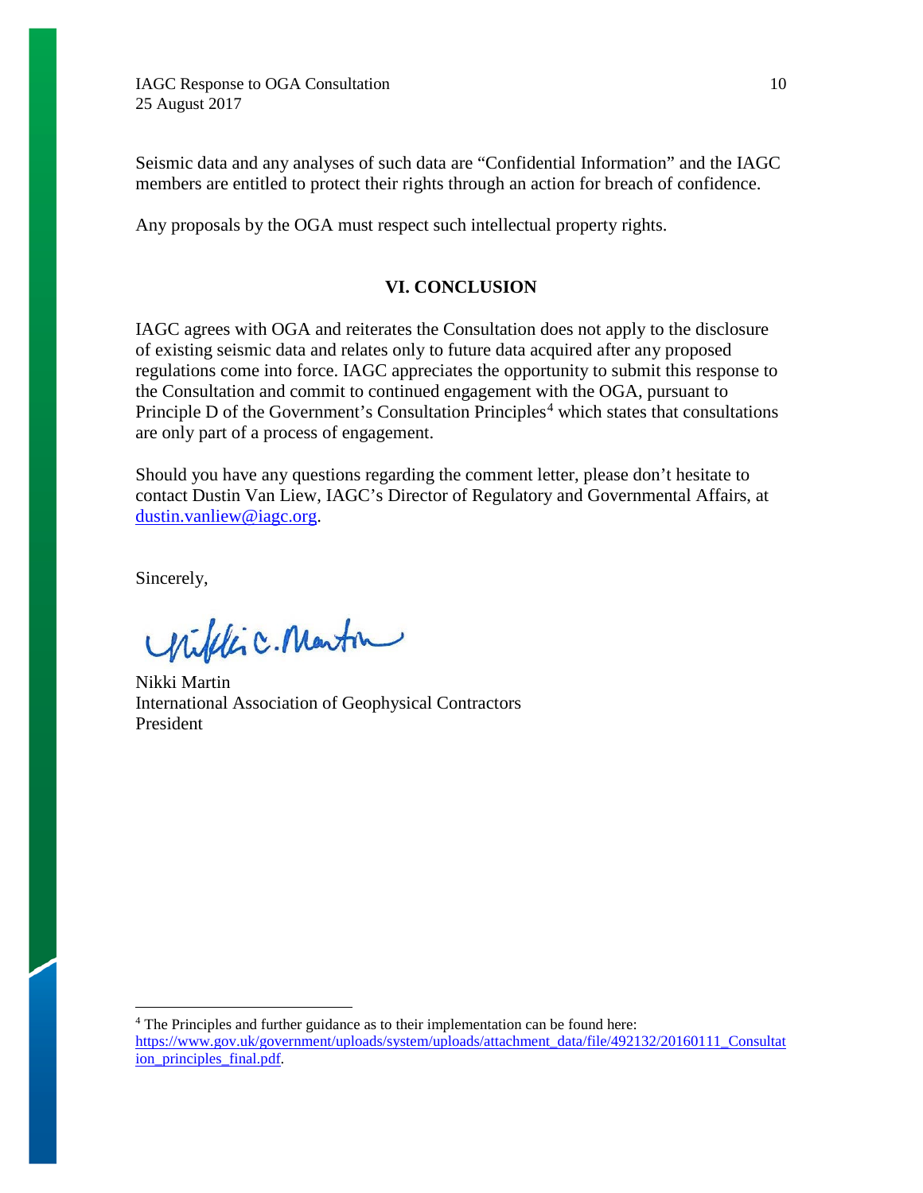Seismic data and any analyses of such data are "Confidential Information" and the IAGC members are entitled to protect their rights through an action for breach of confidence.

Any proposals by the OGA must respect such intellectual property rights.

## VI. CONCLUSION

IAGC agrees with OGA and reiterates the Consultation does not apply to the disclosure of existing seismic data and relates only to future data acquired after any proposed regulations come into force. IAGC appreciates the opportunity to submit this response to the Consultation and commit to continued engagement with the OGA, pursuant to Principle D of the Government's Consultation Principles[4] which states that consultations are only part of a process of engagement.

Should you have any questions regarding the comment letter, please don't hesitate to contact Dustin Van Liew, IAGC's Director of Regulatory and Governmental Affairs, at dustin.vanliew@iagc.org.

Sincerely,

Nikki Martin
International Association of Geophysical Contractors
President

---

[4] The Principles and further guidance as to their implementation can be found here: https://www.gov.uk/government/uploads/system/uploads/attachment_data/file/492132/20160111_Consultation_principles_final.pdf.